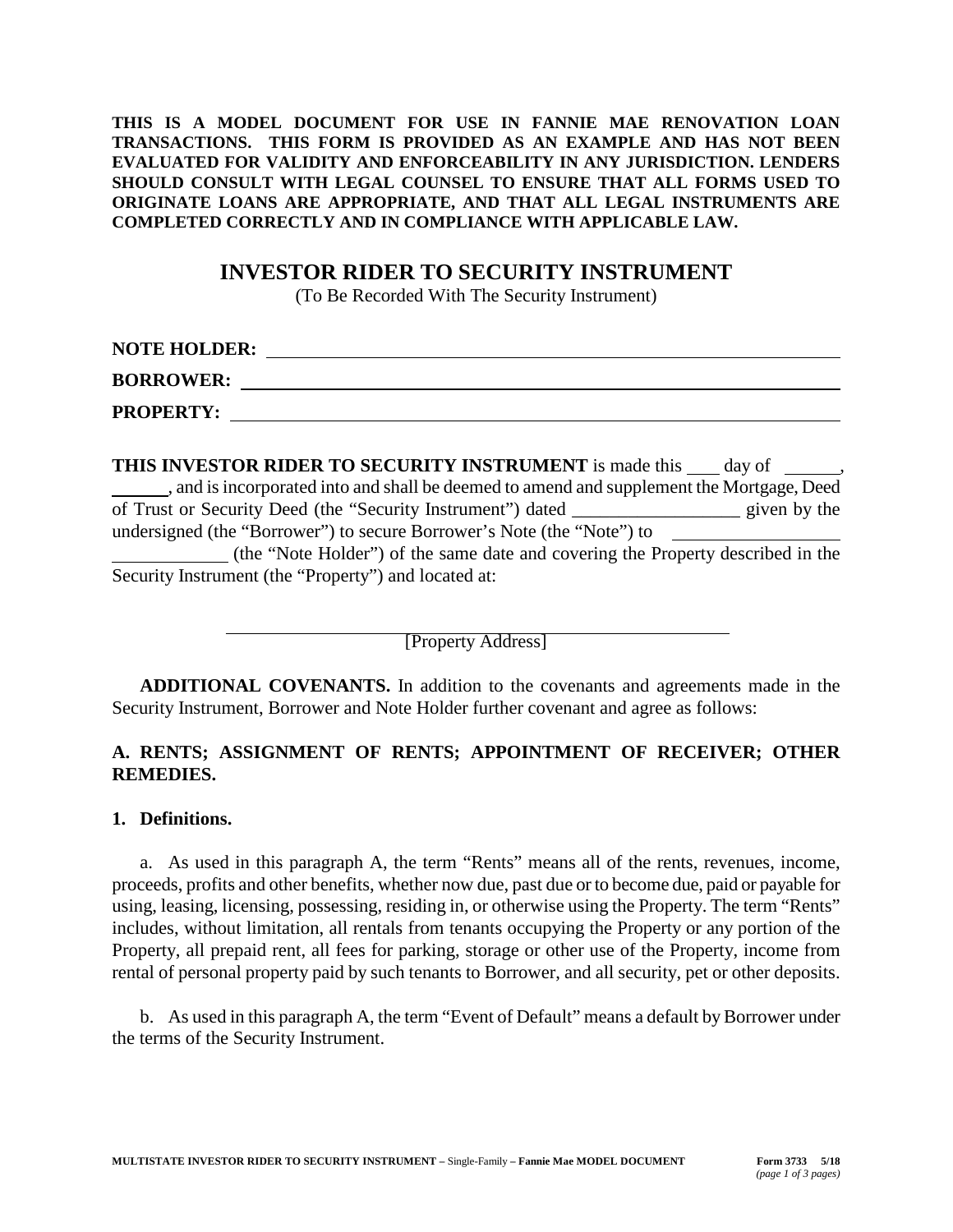**THIS IS A MODEL DOCUMENT FOR USE IN FANNIE MAE RENOVATION LOAN TRANSACTIONS. THIS FORM IS PROVIDED AS AN EXAMPLE AND HAS NOT BEEN EVALUATED FOR VALIDITY AND ENFORCEABILITY IN ANY JURISDICTION. LENDERS SHOULD CONSULT WITH LEGAL COUNSEL TO ENSURE THAT ALL FORMS USED TO ORIGINATE LOANS ARE APPROPRIATE, AND THAT ALL LEGAL INSTRUMENTS ARE COMPLETED CORRECTLY AND IN COMPLIANCE WITH APPLICABLE LAW.**

# INVESTOR RIDER TO SECURITY INSTRUMENT

(To Be Recorded With The Security Instrument)

**NOTE HOLDER:** ____________________________________________

**BORROWER:** ____________________________________________

**PROPERTY:** ____________________________________________

**THIS INVESTOR RIDER TO SECURITY INSTRUMENT** is made this ___ day of ______, ______, and is incorporated into and shall be deemed to amend and supplement the Mortgage, Deed of Trust or Security Deed (the "Security Instrument") dated __________________ given by the undersigned (the "Borrower") to secure Borrower's Note (the "Note") to ______________________________ (the "Note Holder") of the same date and covering the Property described in the Security Instrument (the "Property") and located at:

____________________________________________
[Property Address]

**ADDITIONAL COVENANTS.** In addition to the covenants and agreements made in the Security Instrument, Borrower and Note Holder further covenant and agree as follows:

## A. RENTS; ASSIGNMENT OF RENTS; APPOINTMENT OF RECEIVER; OTHER REMEDIES.

### 1. Definitions.

a. As used in this paragraph A, the term "Rents" means all of the rents, revenues, income, proceeds, profits and other benefits, whether now due, past due or to become due, paid or payable for using, leasing, licensing, possessing, residing in, or otherwise using the Property. The term "Rents" includes, without limitation, all rentals from tenants occupying the Property or any portion of the Property, all prepaid rent, all fees for parking, storage or other use of the Property, income from rental of personal property paid by such tenants to Borrower, and all security, pet or other deposits.

b. As used in this paragraph A, the term "Event of Default" means a default by Borrower under the terms of the Security Instrument.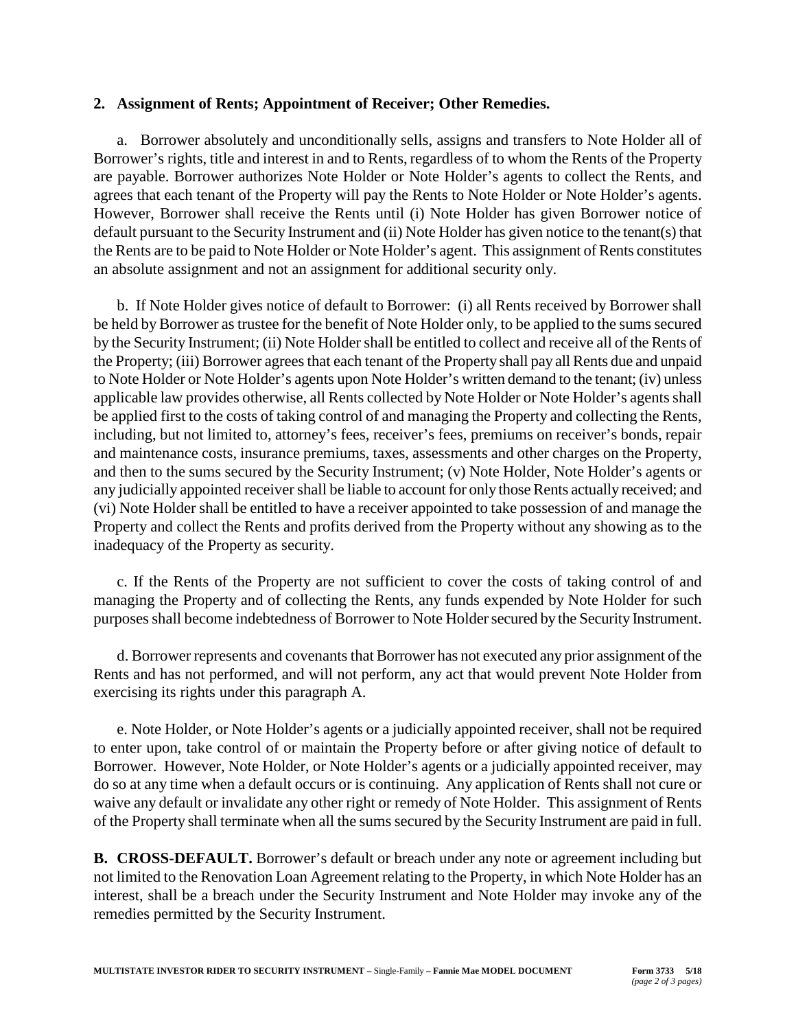**2. Assignment of Rents; Appointment of Receiver; Other Remedies.**

a. Borrower absolutely and unconditionally sells, assigns and transfers to Note Holder all of Borrower's rights, title and interest in and to Rents, regardless of to whom the Rents of the Property are payable. Borrower authorizes Note Holder or Note Holder's agents to collect the Rents, and agrees that each tenant of the Property will pay the Rents to Note Holder or Note Holder's agents. However, Borrower shall receive the Rents until (i) Note Holder has given Borrower notice of default pursuant to the Security Instrument and (ii) Note Holder has given notice to the tenant(s) that the Rents are to be paid to Note Holder or Note Holder's agent. This assignment of Rents constitutes an absolute assignment and not an assignment for additional security only.

b. If Note Holder gives notice of default to Borrower: (i) all Rents received by Borrower shall be held by Borrower as trustee for the benefit of Note Holder only, to be applied to the sums secured by the Security Instrument; (ii) Note Holder shall be entitled to collect and receive all of the Rents of the Property; (iii) Borrower agrees that each tenant of the Property shall pay all Rents due and unpaid to Note Holder or Note Holder's agents upon Note Holder's written demand to the tenant; (iv) unless applicable law provides otherwise, all Rents collected by Note Holder or Note Holder's agents shall be applied first to the costs of taking control of and managing the Property and collecting the Rents, including, but not limited to, attorney's fees, receiver's fees, premiums on receiver's bonds, repair and maintenance costs, insurance premiums, taxes, assessments and other charges on the Property, and then to the sums secured by the Security Instrument; (v) Note Holder, Note Holder's agents or any judicially appointed receiver shall be liable to account for only those Rents actually received; and (vi) Note Holder shall be entitled to have a receiver appointed to take possession of and manage the Property and collect the Rents and profits derived from the Property without any showing as to the inadequacy of the Property as security.

c. If the Rents of the Property are not sufficient to cover the costs of taking control of and managing the Property and of collecting the Rents, any funds expended by Note Holder for such purposes shall become indebtedness of Borrower to Note Holder secured by the Security Instrument.

d. Borrower represents and covenants that Borrower has not executed any prior assignment of the Rents and has not performed, and will not perform, any act that would prevent Note Holder from exercising its rights under this paragraph A.

e. Note Holder, or Note Holder's agents or a judicially appointed receiver, shall not be required to enter upon, take control of or maintain the Property before or after giving notice of default to Borrower. However, Note Holder, or Note Holder's agents or a judicially appointed receiver, may do so at any time when a default occurs or is continuing. Any application of Rents shall not cure or waive any default or invalidate any other right or remedy of Note Holder. This assignment of Rents of the Property shall terminate when all the sums secured by the Security Instrument are paid in full.

**B. CROSS-DEFAULT.** Borrower's default or breach under any note or agreement including but not limited to the Renovation Loan Agreement relating to the Property, in which Note Holder has an interest, shall be a breach under the Security Instrument and Note Holder may invoke any of the remedies permitted by the Security Instrument.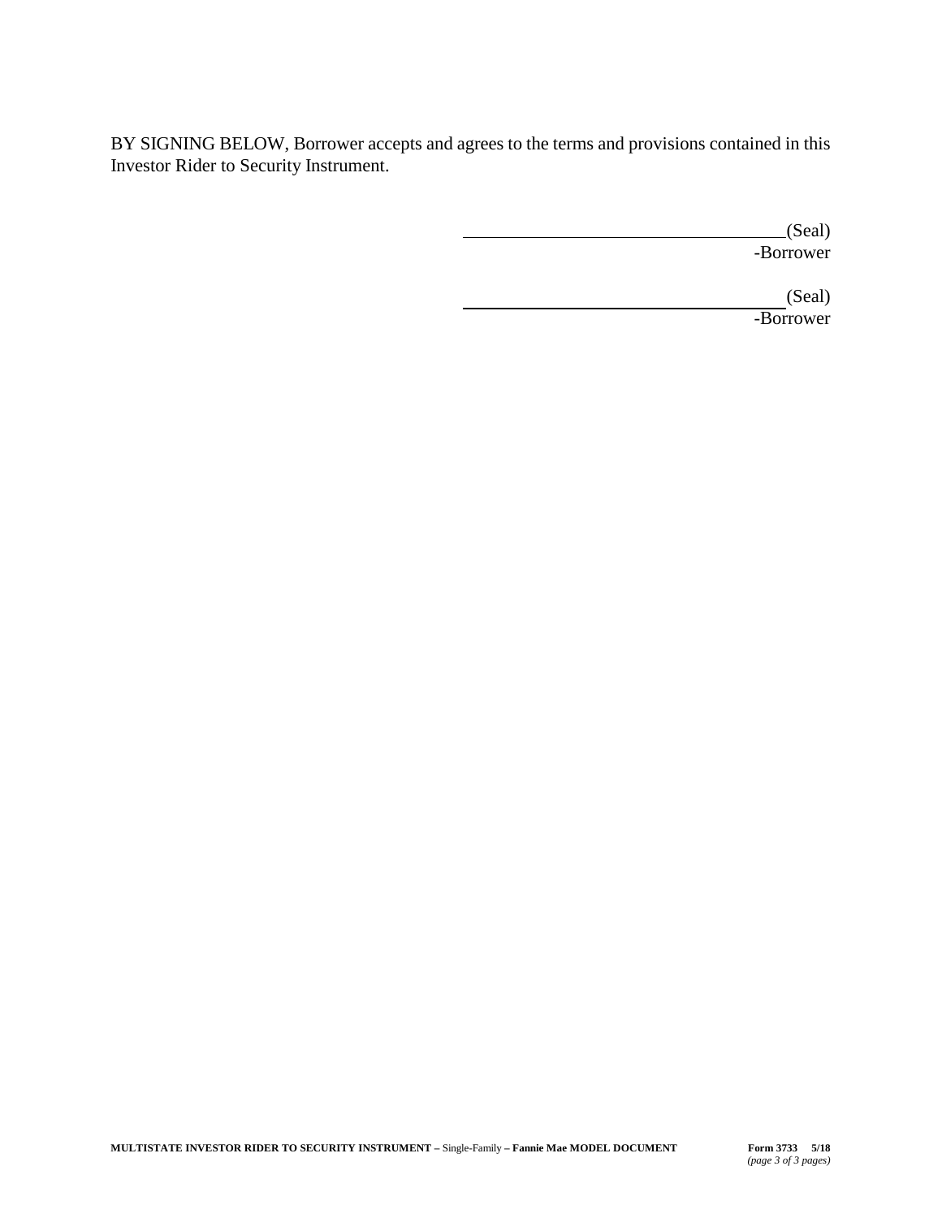BY SIGNING BELOW, Borrower accepts and agrees to the terms and provisions contained in this Investor Rider to Security Instrument.

_________________________________(Seal)
-Borrower

_________________________________(Seal)
-Borrower